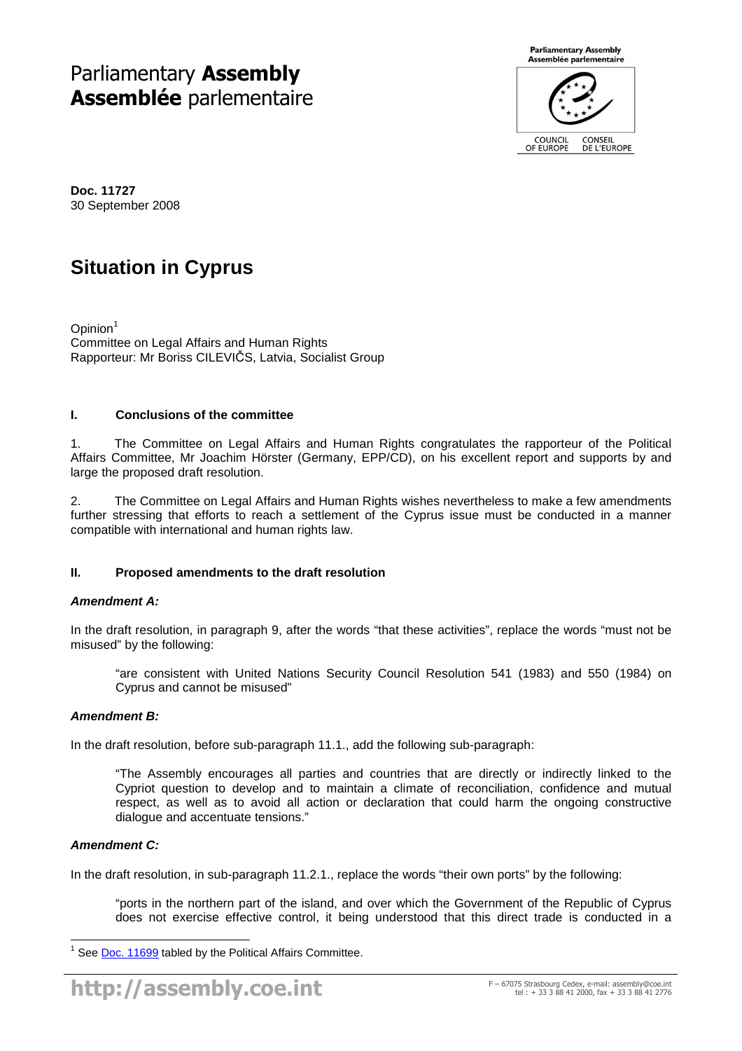# Parliamentary **Assembly**
# **Assemblée** parlementaire

**Doc. 11727**
30 September 2008

# Situation in Cyprus

Opinion[1]
Committee on Legal Affairs and Human Rights
Rapporteur: Mr Boriss CILEVIČS, Latvia, Socialist Group

## I. Conclusions of the committee

1. The Committee on Legal Affairs and Human Rights congratulates the rapporteur of the Political Affairs Committee, Mr Joachim Hörster (Germany, EPP/CD), on his excellent report and supports by and large the proposed draft resolution.

2. The Committee on Legal Affairs and Human Rights wishes nevertheless to make a few amendments further stressing that efforts to reach a settlement of the Cyprus issue must be conducted in a manner compatible with international and human rights law.

## II. Proposed amendments to the draft resolution

### *Amendment A:*

In the draft resolution, in paragraph 9, after the words "that these activities", replace the words "must not be misused" by the following:

> "are consistent with United Nations Security Council Resolution 541 (1983) and 550 (1984) on Cyprus and cannot be misused"

### *Amendment B:*

In the draft resolution, before sub-paragraph 11.1., add the following sub-paragraph:

> "The Assembly encourages all parties and countries that are directly or indirectly linked to the Cypriot question to develop and to maintain a climate of reconciliation, confidence and mutual respect, as well as to avoid all action or declaration that could harm the ongoing constructive dialogue and accentuate tensions."

### *Amendment C:*

In the draft resolution, in sub-paragraph 11.2.1., replace the words "their own ports" by the following:

> "ports in the northern part of the island, and over which the Government of the Republic of Cyprus does not exercise effective control, it being understood that this direct trade is conducted in a

[1] See Doc. 11699 tabled by the Political Affairs Committee.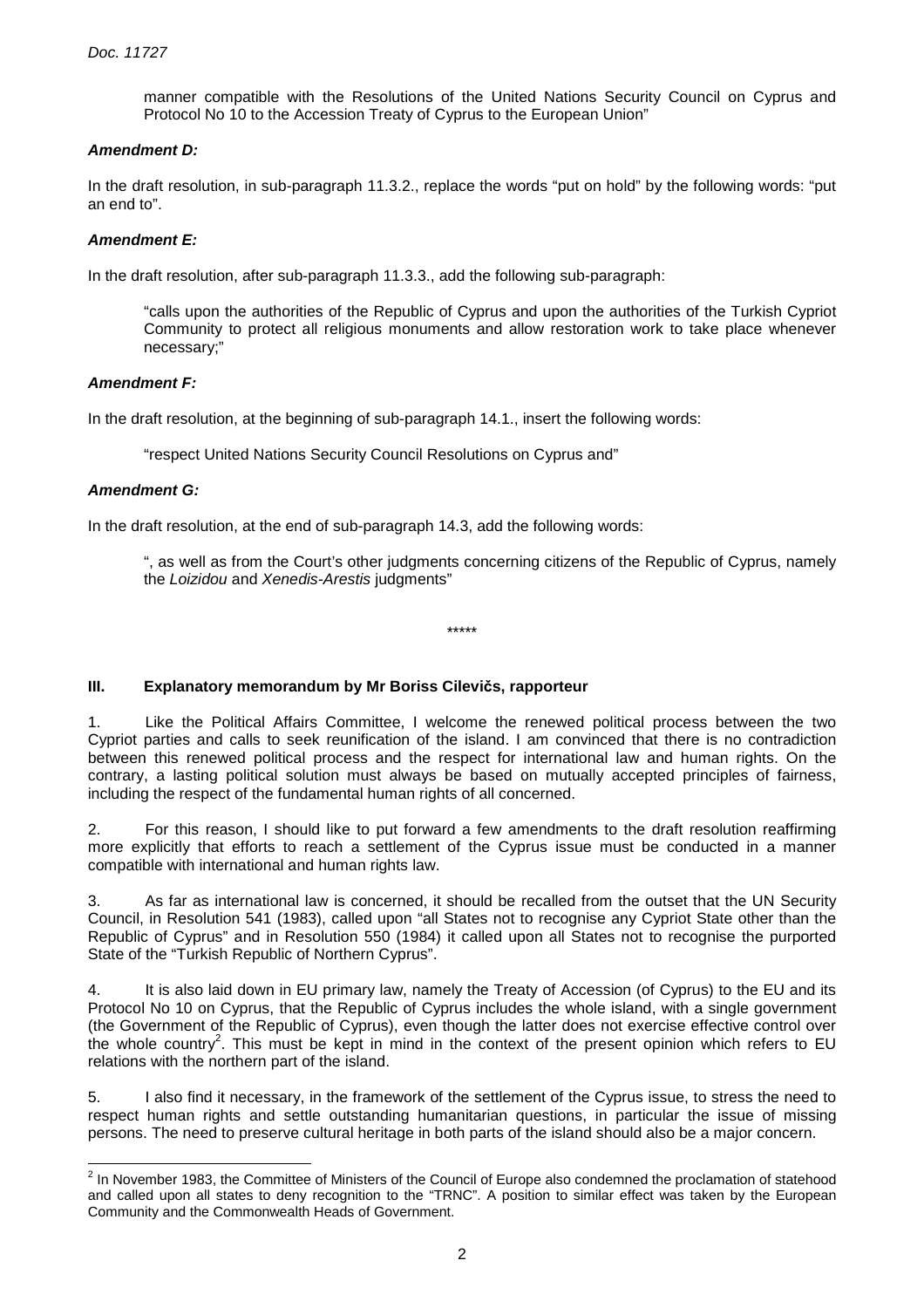manner compatible with the Resolutions of the United Nations Security Council on Cyprus and Protocol No 10 to the Accession Treaty of Cyprus to the European Union"

***Amendment D:***

In the draft resolution, in sub-paragraph 11.3.2., replace the words "put on hold" by the following words: "put an end to".

***Amendment E:***

In the draft resolution, after sub-paragraph 11.3.3., add the following sub-paragraph:

> "calls upon the authorities of the Republic of Cyprus and upon the authorities of the Turkish Cypriot Community to protect all religious monuments and allow restoration work to take place whenever necessary;"

***Amendment F:***

In the draft resolution, at the beginning of sub-paragraph 14.1., insert the following words:

> "respect United Nations Security Council Resolutions on Cyprus and"

***Amendment G:***

In the draft resolution, at the end of sub-paragraph 14.3, add the following words:

> ", as well as from the Court's other judgments concerning citizens of the Republic of Cyprus, namely the *Loizidou* and *Xenedis-Arestis* judgments"

\*\*\*\*\*

## III. Explanatory memorandum by Mr Boriss Cilevičs, rapporteur

1. Like the Political Affairs Committee, I welcome the renewed political process between the two Cypriot parties and calls to seek reunification of the island. I am convinced that there is no contradiction between this renewed political process and the respect for international law and human rights. On the contrary, a lasting political solution must always be based on mutually accepted principles of fairness, including the respect of the fundamental human rights of all concerned.

2. For this reason, I should like to put forward a few amendments to the draft resolution reaffirming more explicitly that efforts to reach a settlement of the Cyprus issue must be conducted in a manner compatible with international and human rights law.

3. As far as international law is concerned, it should be recalled from the outset that the UN Security Council, in Resolution 541 (1983), called upon "all States not to recognise any Cypriot State other than the Republic of Cyprus" and in Resolution 550 (1984) it called upon all States not to recognise the purported State of the "Turkish Republic of Northern Cyprus".

4. It is also laid down in EU primary law, namely the Treaty of Accession (of Cyprus) to the EU and its Protocol No 10 on Cyprus, that the Republic of Cyprus includes the whole island, with a single government (the Government of the Republic of Cyprus), even though the latter does not exercise effective control over the whole country[2]. This must be kept in mind in the context of the present opinion which refers to EU relations with the northern part of the island.

5. I also find it necessary, in the framework of the settlement of the Cyprus issue, to stress the need to respect human rights and settle outstanding humanitarian questions, in particular the issue of missing persons. The need to preserve cultural heritage in both parts of the island should also be a major concern.

[2] In November 1983, the Committee of Ministers of the Council of Europe also condemned the proclamation of statehood and called upon all states to deny recognition to the "TRNC". A position to similar effect was taken by the European Community and the Commonwealth Heads of Government.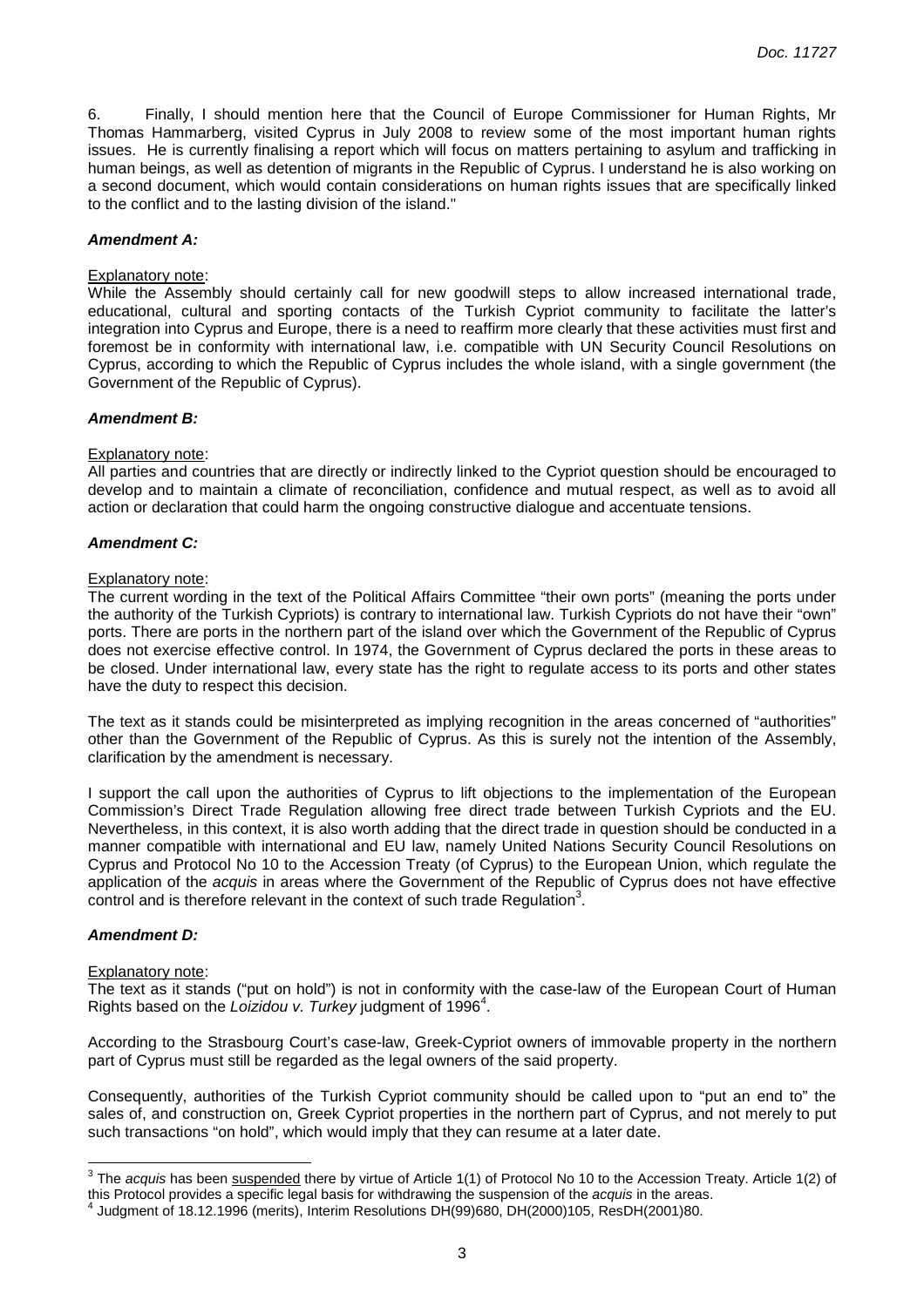6. Finally, I should mention here that the Council of Europe Commissioner for Human Rights, Mr Thomas Hammarberg, visited Cyprus in July 2008 to review some of the most important human rights issues. He is currently finalising a report which will focus on matters pertaining to asylum and trafficking in human beings, as well as detention of migrants in the Republic of Cyprus. I understand he is also working on a second document, which would contain considerations on human rights issues that are specifically linked to the conflict and to the lasting division of the island."

***Amendment A:***

Explanatory note:

While the Assembly should certainly call for new goodwill steps to allow increased international trade, educational, cultural and sporting contacts of the Turkish Cypriot community to facilitate the latter's integration into Cyprus and Europe, there is a need to reaffirm more clearly that these activities must first and foremost be in conformity with international law, i.e. compatible with UN Security Council Resolutions on Cyprus, according to which the Republic of Cyprus includes the whole island, with a single government (the Government of the Republic of Cyprus).

***Amendment B:***

Explanatory note:

All parties and countries that are directly or indirectly linked to the Cypriot question should be encouraged to develop and to maintain a climate of reconciliation, confidence and mutual respect, as well as to avoid all action or declaration that could harm the ongoing constructive dialogue and accentuate tensions.

***Amendment C:***

Explanatory note:

The current wording in the text of the Political Affairs Committee "their own ports" (meaning the ports under the authority of the Turkish Cypriots) is contrary to international law. Turkish Cypriots do not have their "own" ports. There are ports in the northern part of the island over which the Government of the Republic of Cyprus does not exercise effective control. In 1974, the Government of Cyprus declared the ports in these areas to be closed. Under international law, every state has the right to regulate access to its ports and other states have the duty to respect this decision.

The text as it stands could be misinterpreted as implying recognition in the areas concerned of "authorities" other than the Government of the Republic of Cyprus. As this is surely not the intention of the Assembly, clarification by the amendment is necessary.

I support the call upon the authorities of Cyprus to lift objections to the implementation of the European Commission's Direct Trade Regulation allowing free direct trade between Turkish Cypriots and the EU. Nevertheless, in this context, it is also worth adding that the direct trade in question should be conducted in a manner compatible with international and EU law, namely United Nations Security Council Resolutions on Cyprus and Protocol No 10 to the Accession Treaty (of Cyprus) to the European Union, which regulate the application of the *acquis* in areas where the Government of the Republic of Cyprus does not have effective control and is therefore relevant in the context of such trade Regulation[3].

***Amendment D:***

Explanatory note:

The text as it stands ("put on hold") is not in conformity with the case-law of the European Court of Human Rights based on the *Loizidou v. Turkey* judgment of 1996[4].

According to the Strasbourg Court's case-law, Greek-Cypriot owners of immovable property in the northern part of Cyprus must still be regarded as the legal owners of the said property.

Consequently, authorities of the Turkish Cypriot community should be called upon to "put an end to" the sales of, and construction on, Greek Cypriot properties in the northern part of Cyprus, and not merely to put such transactions "on hold", which would imply that they can resume at a later date.

---

[3] The *acquis* has been suspended there by virtue of Article 1(1) of Protocol No 10 to the Accession Treaty. Article 1(2) of this Protocol provides a specific legal basis for withdrawing the suspension of the *acquis* in the areas.

[4] Judgment of 18.12.1996 (merits), Interim Resolutions DH(99)680, DH(2000)105, ResDH(2001)80.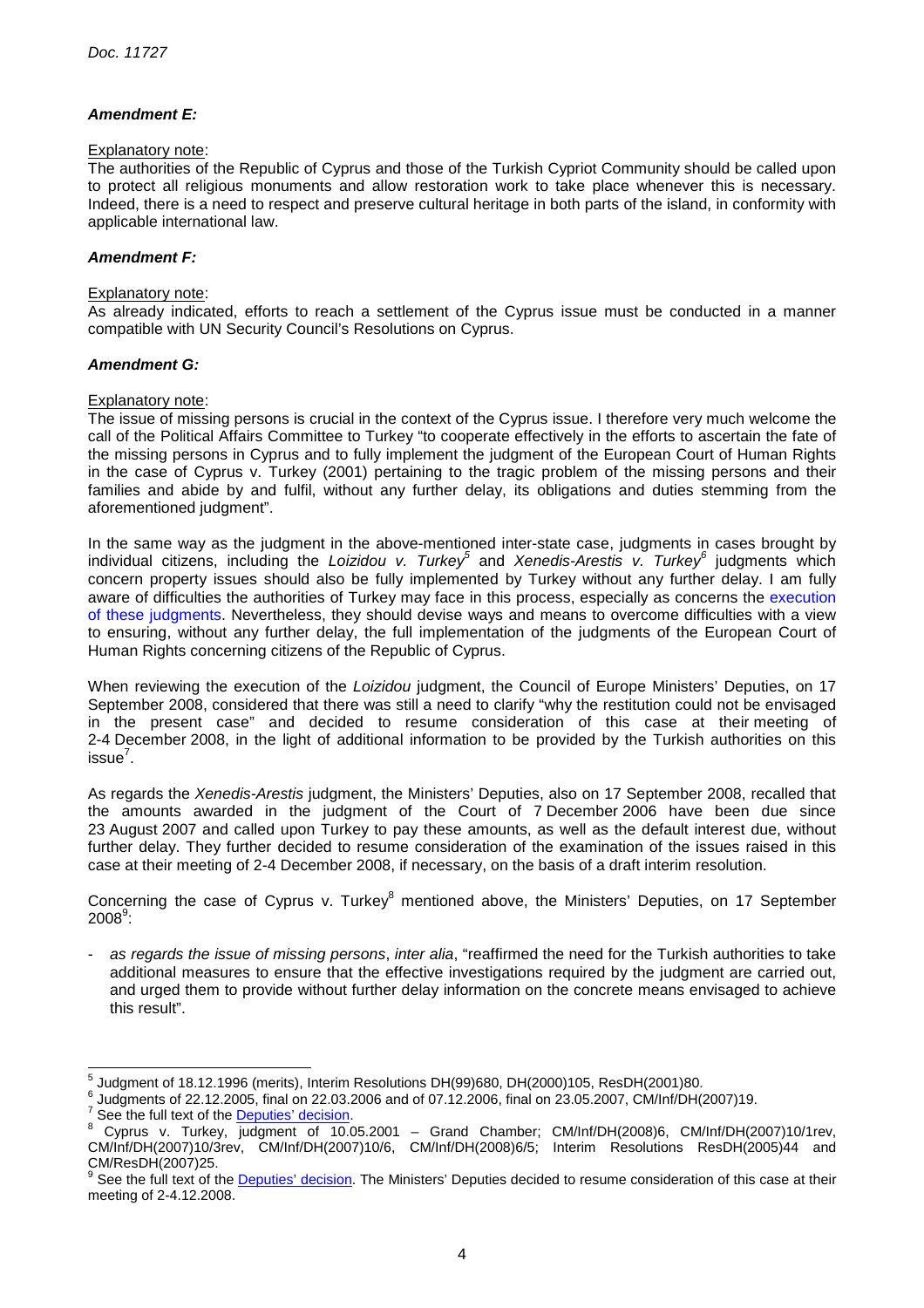***Amendment E:***

Explanatory note:
The authorities of the Republic of Cyprus and those of the Turkish Cypriot Community should be called upon to protect all religious monuments and allow restoration work to take place whenever this is necessary. Indeed, there is a need to respect and preserve cultural heritage in both parts of the island, in conformity with applicable international law.

***Amendment F:***

Explanatory note:
As already indicated, efforts to reach a settlement of the Cyprus issue must be conducted in a manner compatible with UN Security Council's Resolutions on Cyprus.

***Amendment G:***

Explanatory note:
The issue of missing persons is crucial in the context of the Cyprus issue. I therefore very much welcome the call of the Political Affairs Committee to Turkey "to cooperate effectively in the efforts to ascertain the fate of the missing persons in Cyprus and to fully implement the judgment of the European Court of Human Rights in the case of Cyprus v. Turkey (2001) pertaining to the tragic problem of the missing persons and their families and abide by and fulfil, without any further delay, its obligations and duties stemming from the aforementioned judgment".

In the same way as the judgment in the above-mentioned inter-state case, judgments in cases brought by individual citizens, including the *Loizidou v. Turkey*[5] and *Xenedis-Arestis v. Turkey*[6] judgments which concern property issues should also be fully implemented by Turkey without any further delay. I am fully aware of difficulties the authorities of Turkey may face in this process, especially as concerns the execution of these judgments. Nevertheless, they should devise ways and means to overcome difficulties with a view to ensuring, without any further delay, the full implementation of the judgments of the European Court of Human Rights concerning citizens of the Republic of Cyprus.

When reviewing the execution of the *Loizidou* judgment, the Council of Europe Ministers' Deputies, on 17 September 2008, considered that there was still a need to clarify "why the restitution could not be envisaged in the present case" and decided to resume consideration of this case at their meeting of 2-4 December 2008, in the light of additional information to be provided by the Turkish authorities on this issue[7].

As regards the *Xenedis-Arestis* judgment, the Ministers' Deputies, also on 17 September 2008, recalled that the amounts awarded in the judgment of the Court of 7 December 2006 have been due since 23 August 2007 and called upon Turkey to pay these amounts, as well as the default interest due, without further delay. They further decided to resume consideration of the examination of the issues raised in this case at their meeting of 2-4 December 2008, if necessary, on the basis of a draft interim resolution.

Concerning the case of Cyprus v. Turkey[8] mentioned above, the Ministers' Deputies, on 17 September 2008[9]:

- *as regards the issue of missing persons*, *inter alia*, "reaffirmed the need for the Turkish authorities to take additional measures to ensure that the effective investigations required by the judgment are carried out, and urged them to provide without further delay information on the concrete means envisaged to achieve this result".

---

[5] Judgment of 18.12.1996 (merits), Interim Resolutions DH(99)680, DH(2000)105, ResDH(2001)80.

[6] Judgments of 22.12.2005, final on 22.03.2006 and of 07.12.2006, final on 23.05.2007, CM/Inf/DH(2007)19.

[7] See the full text of the Deputies' decision.

[8] Cyprus v. Turkey, judgment of 10.05.2001 – Grand Chamber; CM/Inf/DH(2008)6, CM/Inf/DH(2007)10/1rev, CM/Inf/DH(2007)10/3rev, CM/Inf/DH(2007)10/6, CM/Inf/DH(2008)6/5; Interim Resolutions ResDH(2005)44 and CM/ResDH(2007)25.

[9] See the full text of the Deputies' decision. The Ministers' Deputies decided to resume consideration of this case at their meeting of 2-4.12.2008.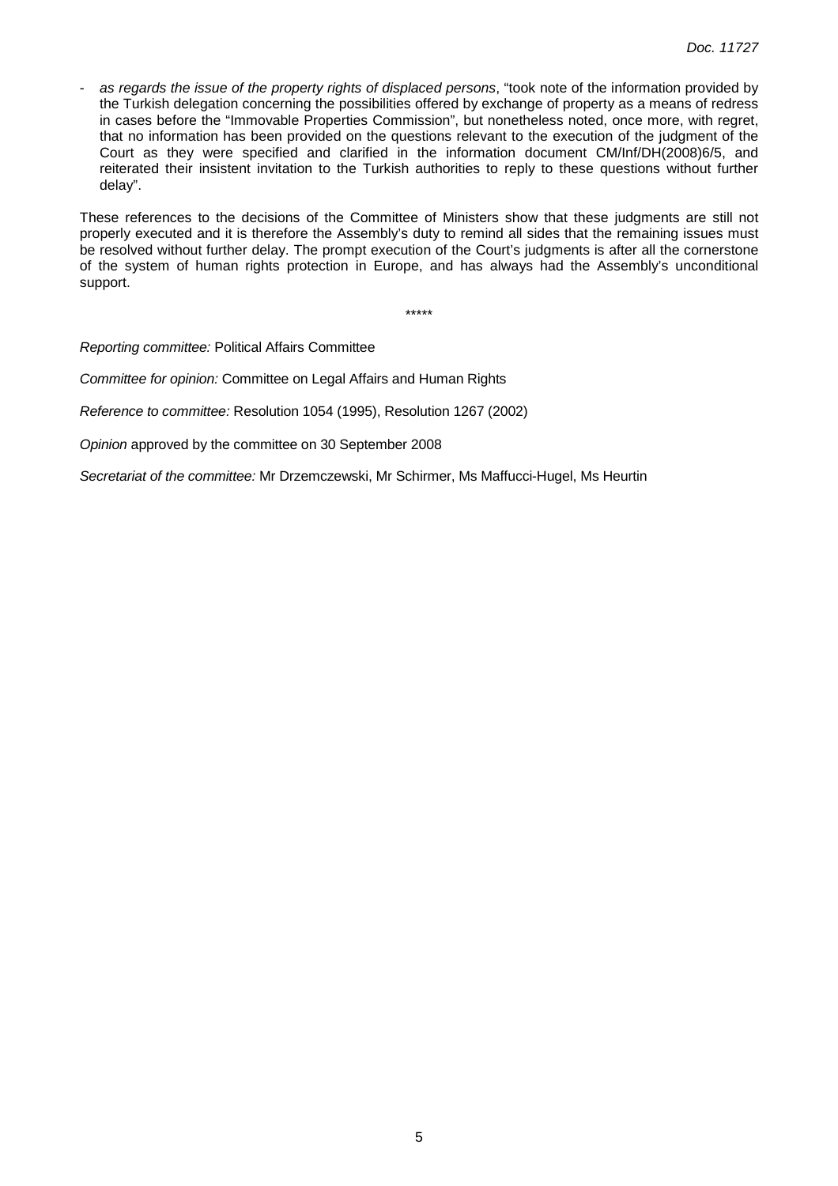- *as regards the issue of the property rights of displaced persons*, "took note of the information provided by the Turkish delegation concerning the possibilities offered by exchange of property as a means of redress in cases before the "Immovable Properties Commission", but nonetheless noted, once more, with regret, that no information has been provided on the questions relevant to the execution of the judgment of the Court as they were specified and clarified in the information document CM/Inf/DH(2008)6/5, and reiterated their insistent invitation to the Turkish authorities to reply to these questions without further delay".

These references to the decisions of the Committee of Ministers show that these judgments are still not properly executed and it is therefore the Assembly's duty to remind all sides that the remaining issues must be resolved without further delay. The prompt execution of the Court's judgments is after all the cornerstone of the system of human rights protection in Europe, and has always had the Assembly's unconditional support.

\*\*\*\*\*

*Reporting committee:* Political Affairs Committee

*Committee for opinion:* Committee on Legal Affairs and Human Rights

*Reference to committee:* Resolution 1054 (1995), Resolution 1267 (2002)

*Opinion* approved by the committee on 30 September 2008

*Secretariat of the committee:* Mr Drzemczewski, Mr Schirmer, Ms Maffucci-Hugel, Ms Heurtin